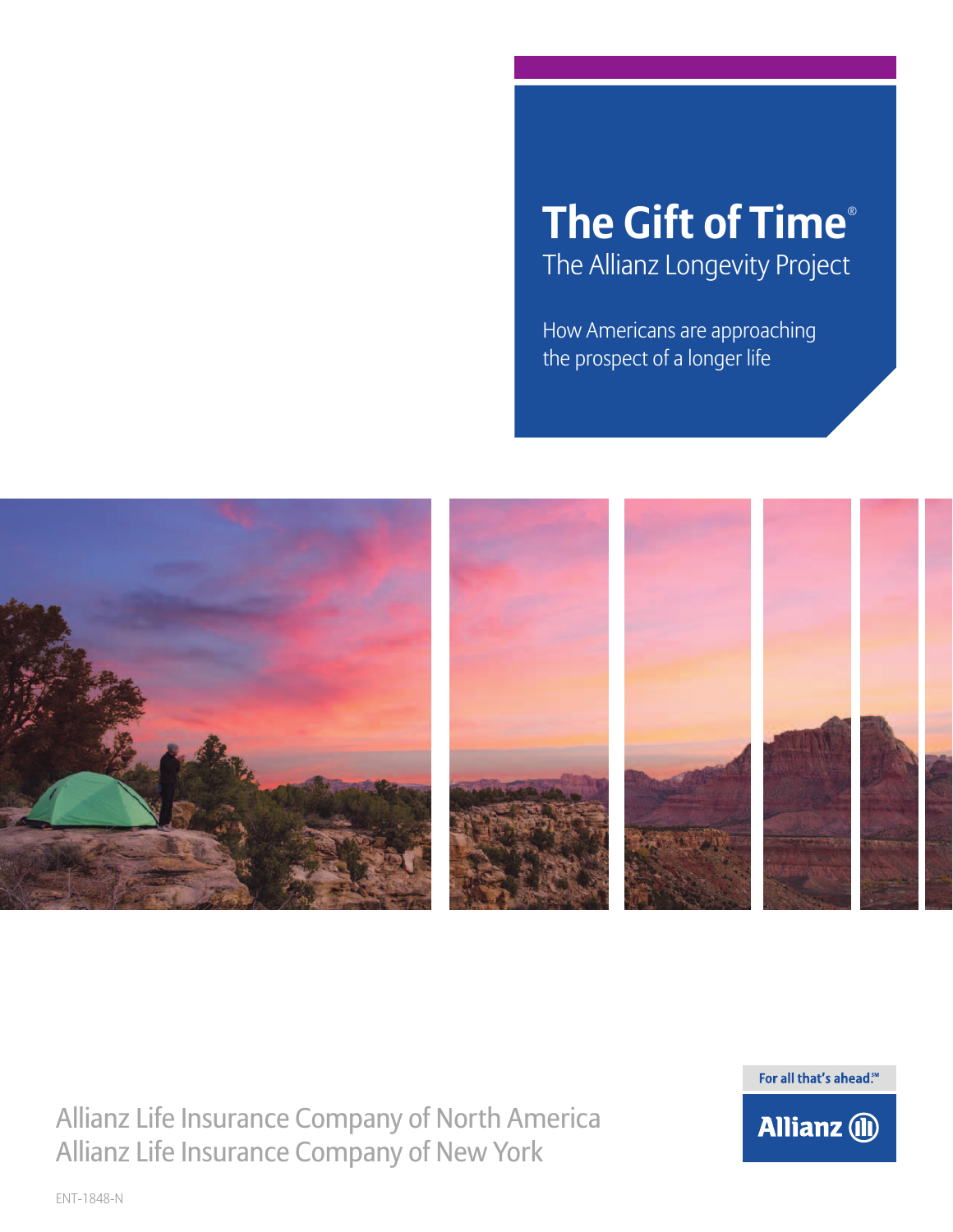# The Gift of Time®

## The Allianz Longevity Project

How Americans are approaching the prospect of a longer life

Allianz Life Insurance Company of North America
Allianz Life Insurance Company of New York

For all that's ahead.℠

Allianz

ENT-1848-N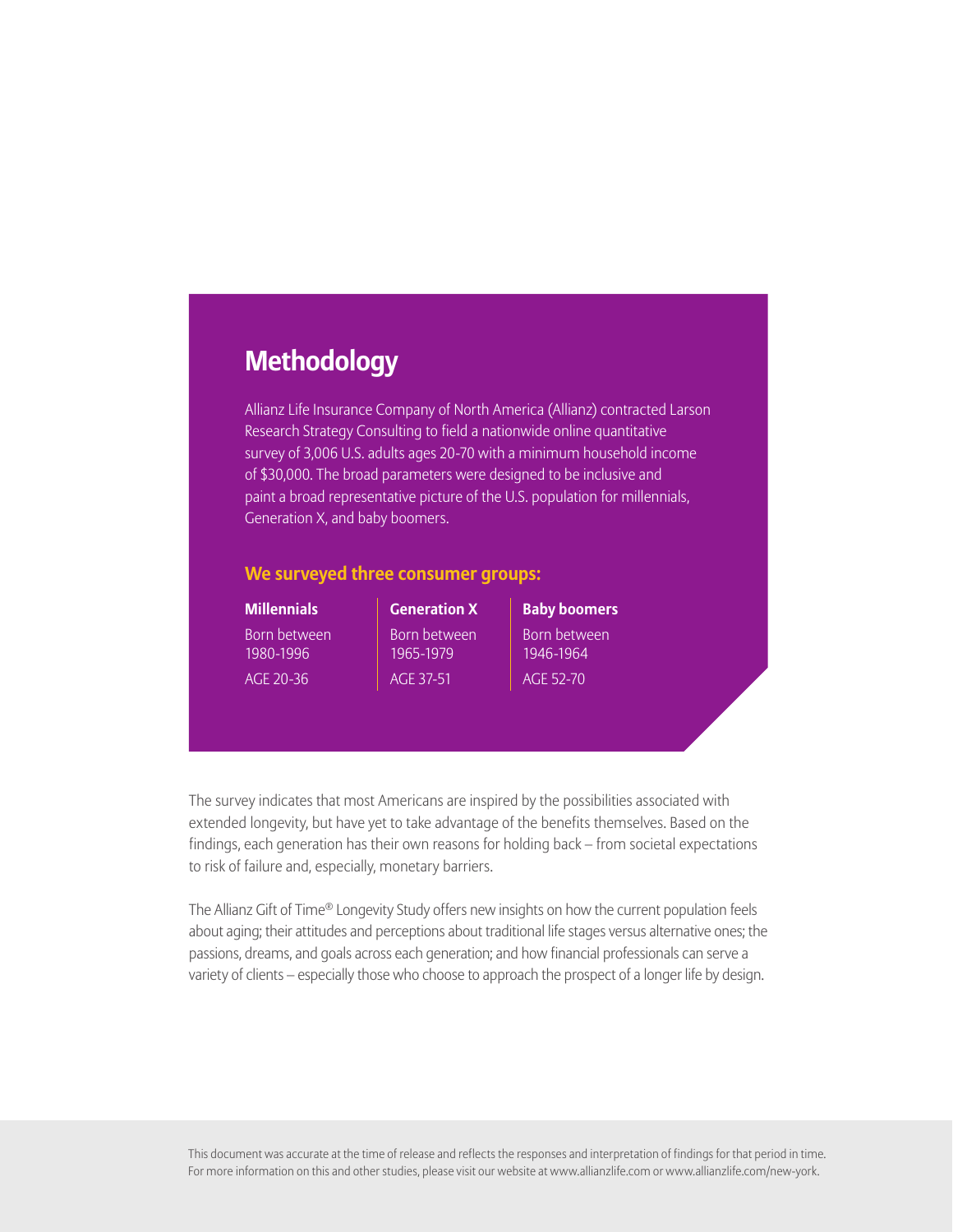## Methodology

Allianz Life Insurance Company of North America (Allianz) contracted Larson Research Strategy Consulting to field a nationwide online quantitative survey of 3,006 U.S. adults ages 20-70 with a minimum household income of $30,000. The broad parameters were designed to be inclusive and paint a broad representative picture of the U.S. population for millennials, Generation X, and baby boomers.

### We surveyed three consumer groups:

**Millennials**
Born between 1980-1996
AGE 20-36

**Generation X**
Born between 1965-1979
AGE 37-51

**Baby boomers**
Born between 1946-1964
AGE 52-70

The survey indicates that most Americans are inspired by the possibilities associated with extended longevity, but have yet to take advantage of the benefits themselves. Based on the findings, each generation has their own reasons for holding back – from societal expectations to risk of failure and, especially, monetary barriers.

The Allianz Gift of Time® Longevity Study offers new insights on how the current population feels about aging; their attitudes and perceptions about traditional life stages versus alternative ones; the passions, dreams, and goals across each generation; and how financial professionals can serve a variety of clients – especially those who choose to approach the prospect of a longer life by design.

This document was accurate at the time of release and reflects the responses and interpretation of findings for that period in time. For more information on this and other studies, please visit our website at www.allianzlife.com or www.allianzlife.com/new-york.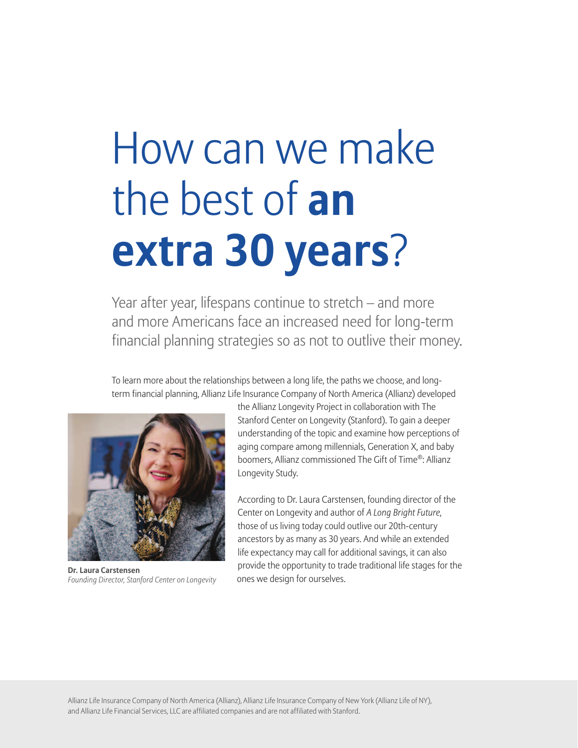# How can we make the best of **an extra 30 years**?

Year after year, lifespans continue to stretch – and more and more Americans face an increased need for long-term financial planning strategies so as not to outlive their money.

To learn more about the relationships between a long life, the paths we choose, and long-term financial planning, Allianz Life Insurance Company of North America (Allianz) developed the Allianz Longevity Project in collaboration with The Stanford Center on Longevity (Stanford). To gain a deeper understanding of the topic and examine how perceptions of aging compare among millennials, Generation X, and baby boomers, Allianz commissioned The Gift of Time®: Allianz Longevity Study.

**Dr. Laura Carstensen**
*Founding Director, Stanford Center on Longevity*

According to Dr. Laura Carstensen, founding director of the Center on Longevity and author of *A Long Bright Future*, those of us living today could outlive our 20th-century ancestors by as many as 30 years. And while an extended life expectancy may call for additional savings, it can also provide the opportunity to trade traditional life stages for the ones we design for ourselves.

Allianz Life Insurance Company of North America (Allianz), Allianz Life Insurance Company of New York (Allianz Life of NY), and Allianz Life Financial Services, LLC are affiliated companies and are not affiliated with Stanford.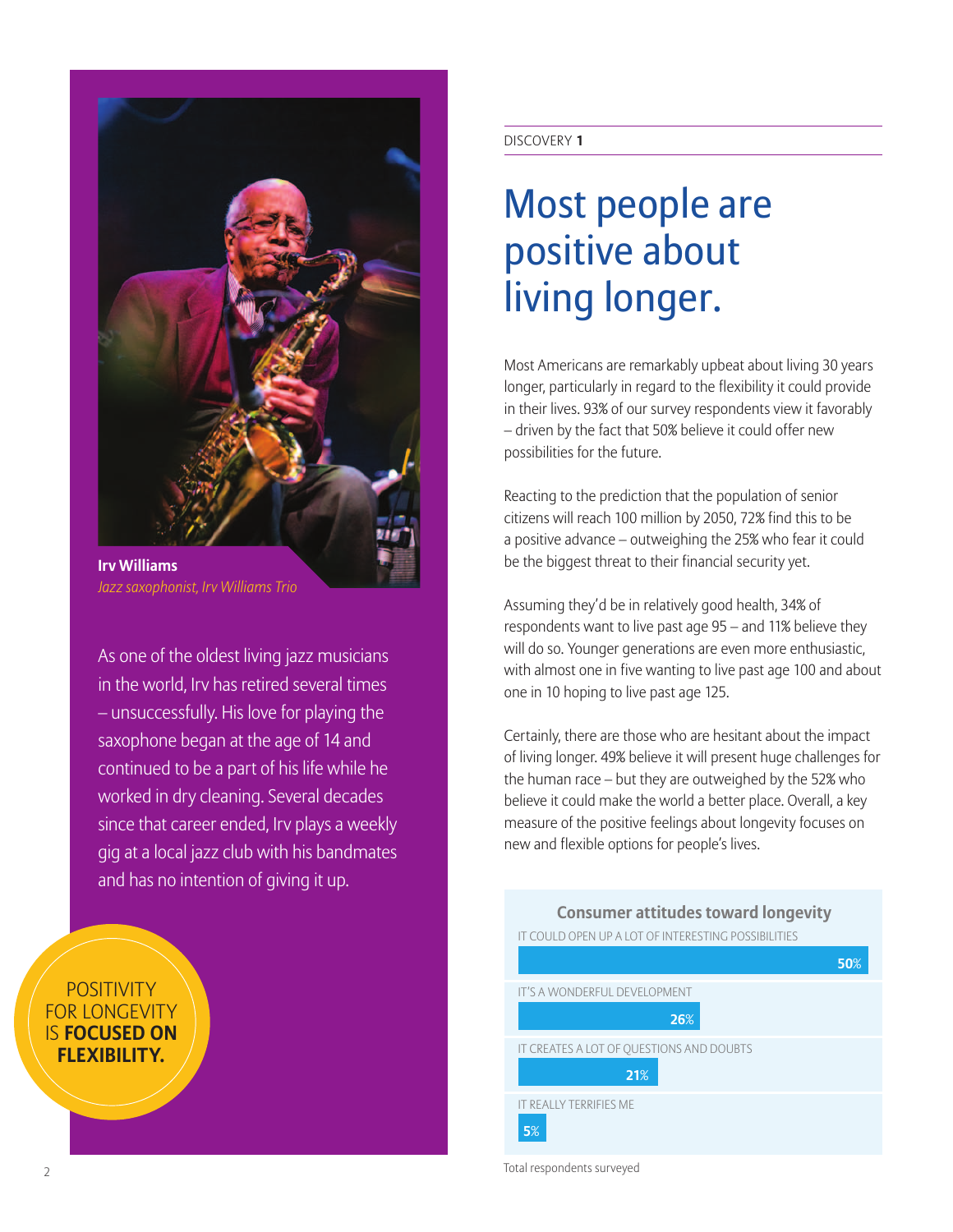**Irv Williams**

*Jazz saxophonist, Irv Williams Trio*

As one of the oldest living jazz musicians in the world, Irv has retired several times – unsuccessfully. His love for playing the saxophone began at the age of 14 and continued to be a part of his life while he worked in dry cleaning. Several decades since that career ended, Irv plays a weekly gig at a local jazz club with his bandmates and has no intention of giving it up.

POSITIVITY FOR LONGEVITY IS **FOCUSED ON FLEXIBILITY.**

DISCOVERY **1**

# Most people are positive about living longer.

Most Americans are remarkably upbeat about living 30 years longer, particularly in regard to the flexibility it could provide in their lives. 93% of our survey respondents view it favorably – driven by the fact that 50% believe it could offer new possibilities for the future.

Reacting to the prediction that the population of senior citizens will reach 100 million by 2050, 72% find this to be a positive advance – outweighing the 25% who fear it could be the biggest threat to their financial security yet.

Assuming they'd be in relatively good health, 34% of respondents want to live past age 95 – and 11% believe they will do so. Younger generations are even more enthusiastic, with almost one in five wanting to live past age 100 and about one in 10 hoping to live past age 125.

Certainly, there are those who are hesitant about the impact of living longer. 49% believe it will present huge challenges for the human race – but they are outweighed by the 52% who believe it could make the world a better place. Overall, a key measure of the positive feelings about longevity focuses on new and flexible options for people's lives.

**Consumer attitudes toward longevity**

| Attitude | % |
|---|---|
| IT COULD OPEN UP A LOT OF INTERESTING POSSIBILITIES | 50% |
| IT'S A WONDERFUL DEVELOPMENT | 26% |
| IT CREATES A LOT OF QUESTIONS AND DOUBTS | 21% |
| IT REALLY TERRIFIES ME | 5% |

Total respondents surveyed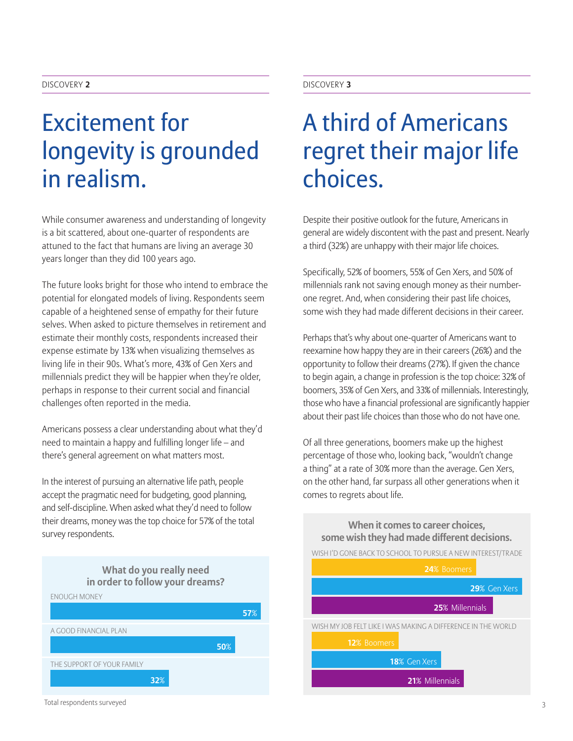DISCOVERY **2**

# Excitement for longevity is grounded in realism.

While consumer awareness and understanding of longevity is a bit scattered, about one-quarter of respondents are attuned to the fact that humans are living an average 30 years longer than they did 100 years ago.

The future looks bright for those who intend to embrace the potential for elongated models of living. Respondents seem capable of a heightened sense of empathy for their future selves. When asked to picture themselves in retirement and estimate their monthly costs, respondents increased their expense estimate by 13% when visualizing themselves as living life in their 90s. What's more, 43% of Gen Xers and millennials predict they will be happier when they're older, perhaps in response to their current social and financial challenges often reported in the media.

Americans possess a clear understanding about what they'd need to maintain a happy and fulfilling longer life – and there's general agreement on what matters most.

In the interest of pursuing an alternative life path, people accept the pragmatic need for budgeting, good planning, and self-discipline. When asked what they'd need to follow their dreams, money was the top choice for 57% of the total survey respondents.

**What do you really need in order to follow your dreams?**

ENOUGH MONEY
57%

A GOOD FINANCIAL PLAN
50%

THE SUPPORT OF YOUR FAMILY
32%

Total respondents surveyed

DISCOVERY **3**

# A third of Americans regret their major life choices.

Despite their positive outlook for the future, Americans in general are widely discontent with the past and present. Nearly a third (32%) are unhappy with their major life choices.

Specifically, 52% of boomers, 55% of Gen Xers, and 50% of millennials rank not saving enough money as their number-one regret. And, when considering their past life choices, some wish they had made different decisions in their career.

Perhaps that's why about one-quarter of Americans want to reexamine how happy they are in their careers (26%) and the opportunity to follow their dreams (27%). If given the chance to begin again, a change in profession is the top choice: 32% of boomers, 35% of Gen Xers, and 33% of millennials. Interestingly, those who have a financial professional are significantly happier about their past life choices than those who do not have one.

Of all three generations, boomers make up the highest percentage of those who, looking back, "wouldn't change a thing" at a rate of 30% more than the average. Gen Xers, on the other hand, far surpass all other generations when it comes to regrets about life.

**When it comes to career choices, some wish they had made different decisions.**

WISH I'D GONE BACK TO SCHOOL TO PURSUE A NEW INTEREST/TRADE
24% Boomers
29% Gen Xers
25% Millennials

WISH MY JOB FELT LIKE I WAS MAKING A DIFFERENCE IN THE WORLD
12% Boomers
18% Gen Xers
21% Millennials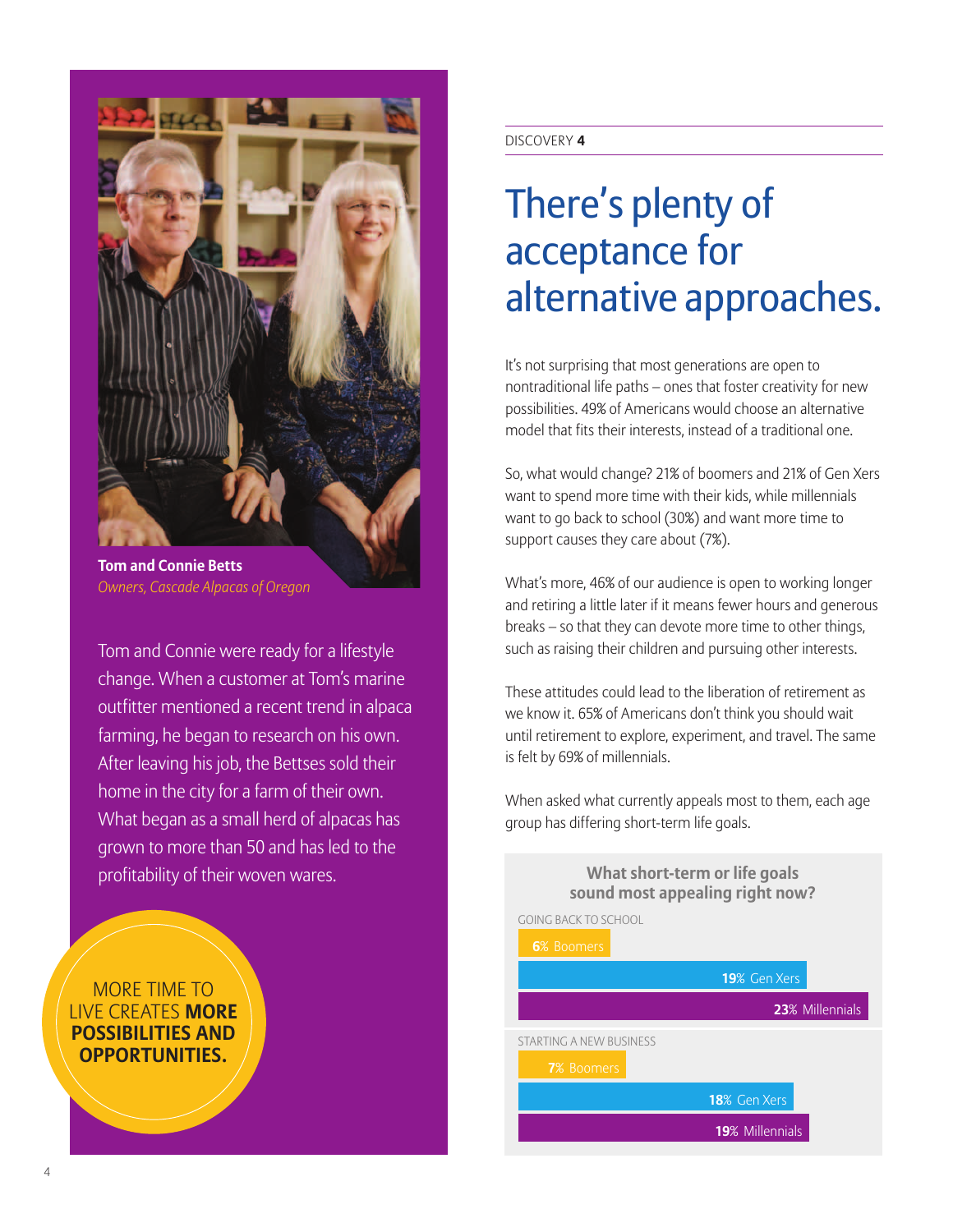**Tom and Connie Betts**
*Owners, Cascade Alpacas of Oregon*

Tom and Connie were ready for a lifestyle change. When a customer at Tom's marine outfitter mentioned a recent trend in alpaca farming, he began to research on his own. After leaving his job, the Bettses sold their home in the city for a farm of their own. What began as a small herd of alpacas has grown to more than 50 and has led to the profitability of their woven wares.

MORE TIME TO LIVE CREATES **MORE POSSIBILITIES AND OPPORTUNITIES.**

DISCOVERY **4**

# There's plenty of acceptance for alternative approaches.

It's not surprising that most generations are open to nontraditional life paths – ones that foster creativity for new possibilities. 49% of Americans would choose an alternative model that fits their interests, instead of a traditional one.

So, what would change? 21% of boomers and 21% of Gen Xers want to spend more time with their kids, while millennials want to go back to school (30%) and want more time to support causes they care about (7%).

What's more, 46% of our audience is open to working longer and retiring a little later if it means fewer hours and generous breaks – so that they can devote more time to other things, such as raising their children and pursuing other interests.

These attitudes could lead to the liberation of retirement as we know it. 65% of Americans don't think you should wait until retirement to explore, experiment, and travel. The same is felt by 69% of millennials.

When asked what currently appeals most to them, each age group has differing short-term life goals.

**What short-term or life goals sound most appealing right now?**

| | Boomers | Gen Xers | Millennials |
|---|---|---|---|
| GOING BACK TO SCHOOL | 6% | 19% | 23% |
| STARTING A NEW BUSINESS | 7% | 18% | 19% |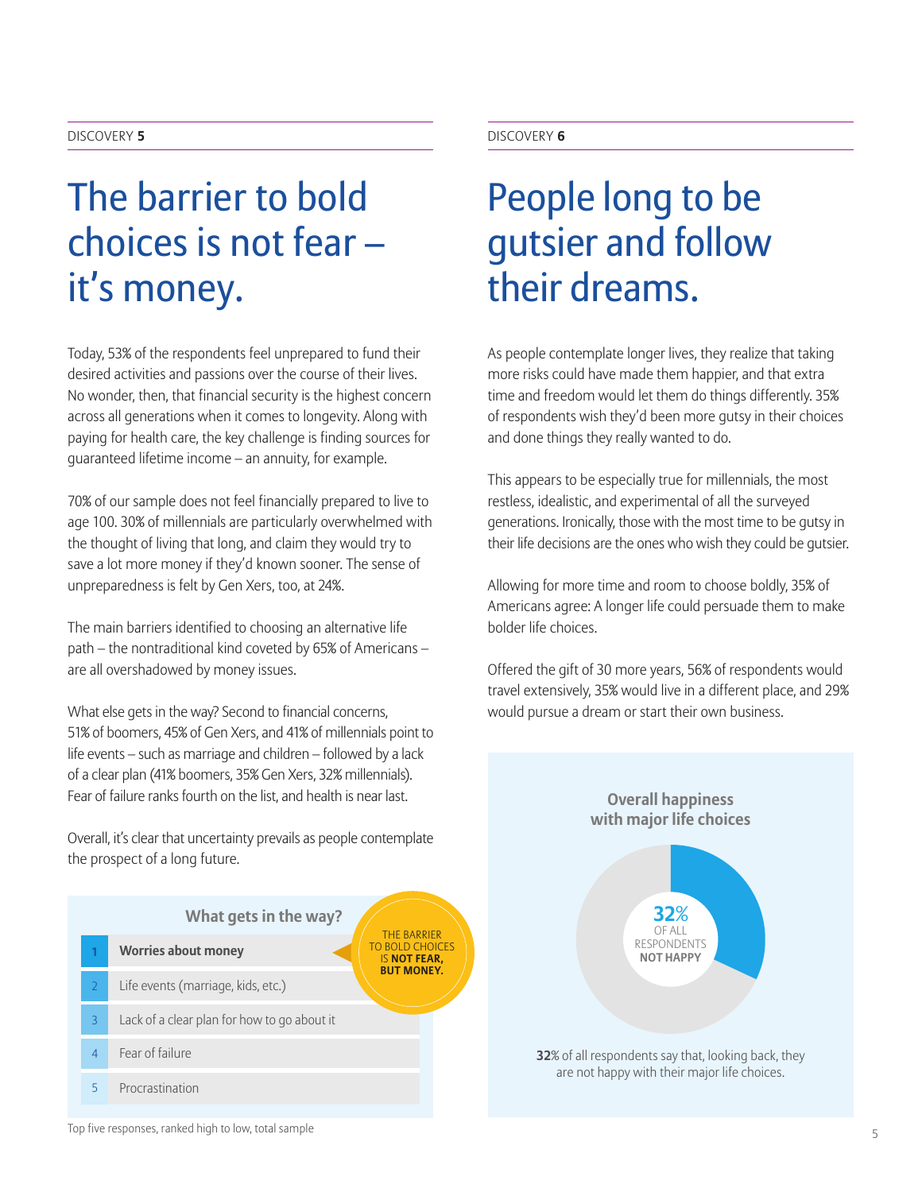DISCOVERY **5**

# The barrier to bold choices is not fear – it's money.

Today, 53% of the respondents feel unprepared to fund their desired activities and passions over the course of their lives. No wonder, then, that financial security is the highest concern across all generations when it comes to longevity. Along with paying for health care, the key challenge is finding sources for guaranteed lifetime income – an annuity, for example.

70% of our sample does not feel financially prepared to live to age 100. 30% of millennials are particularly overwhelmed with the thought of living that long, and claim they would try to save a lot more money if they'd known sooner. The sense of unpreparedness is felt by Gen Xers, too, at 24%.

The main barriers identified to choosing an alternative life path – the nontraditional kind coveted by 65% of Americans – are all overshadowed by money issues.

What else gets in the way? Second to financial concerns, 51% of boomers, 45% of Gen Xers, and 41% of millennials point to life events – such as marriage and children – followed by a lack of a clear plan (41% boomers, 35% Gen Xers, 32% millennials). Fear of failure ranks fourth on the list, and health is near last.

Overall, it's clear that uncertainty prevails as people contemplate the prospect of a long future.

**What gets in the way?**

| Rank | Barrier |
|---|---|
| 1 | **Worries about money** |
| 2 | Life events (marriage, kids, etc.) |
| 3 | Lack of a clear plan for how to go about it |
| 4 | Fear of failure |
| 5 | Procrastination |

THE BARRIER TO BOLD CHOICES IS **NOT FEAR, BUT MONEY.**

Top five responses, ranked high to low, total sample

DISCOVERY **6**

# People long to be gutsier and follow their dreams.

As people contemplate longer lives, they realize that taking more risks could have made them happier, and that extra time and freedom would let them do things differently. 35% of respondents wish they'd been more gutsy in their choices and done things they really wanted to do.

This appears to be especially true for millennials, the most restless, idealistic, and experimental of all the surveyed generations. Ironically, those with the most time to be gutsy in their life decisions are the ones who wish they could be gutsier.

Allowing for more time and room to choose boldly, 35% of Americans agree: A longer life could persuade them to make bolder life choices.

Offered the gift of 30 more years, 56% of respondents would travel extensively, 35% would live in a different place, and 29% would pursue a dream or start their own business.

**Overall happiness with major life choices**

32% OF ALL RESPONDENTS **NOT HAPPY**

**32%** of all respondents say that, looking back, they are not happy with their major life choices.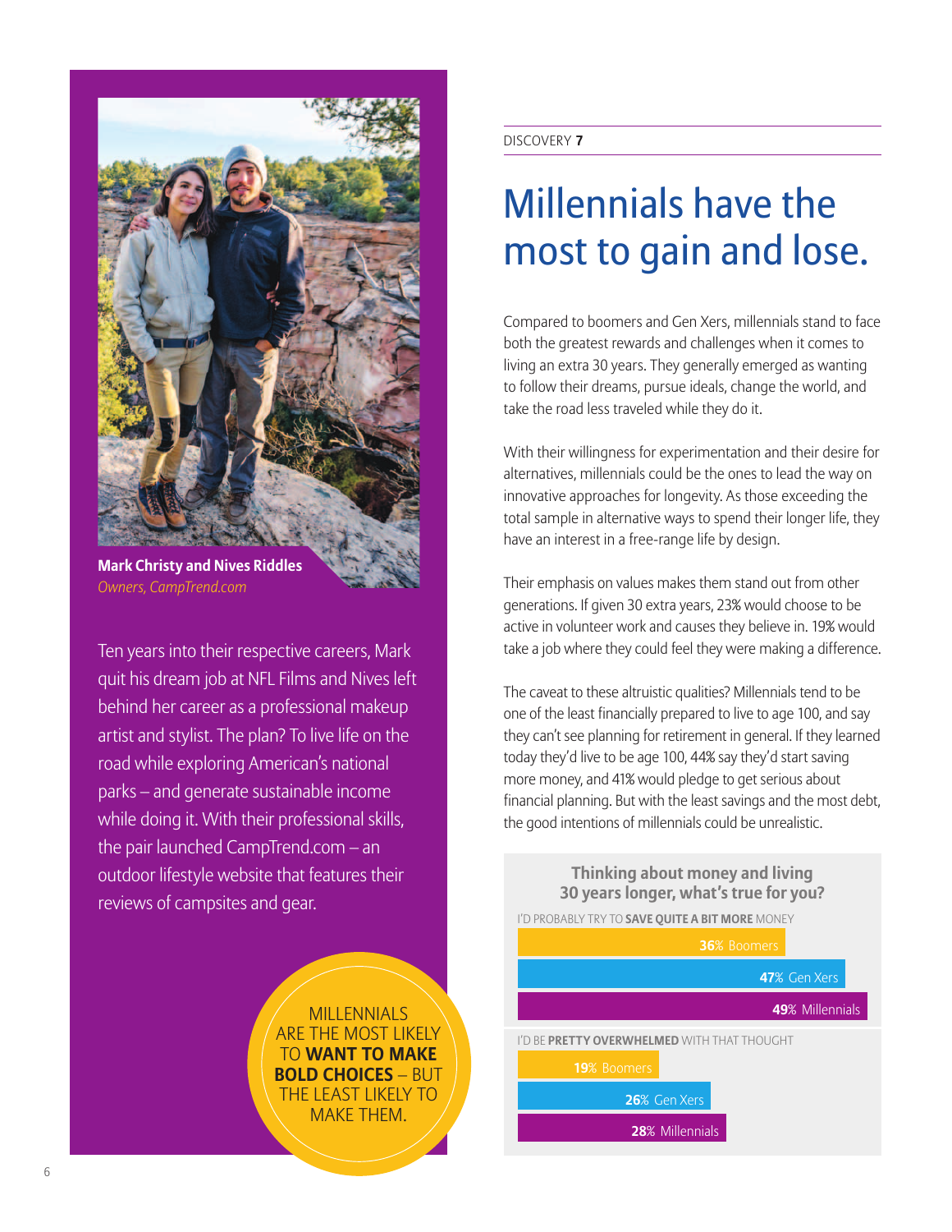Mark Christy and Nives Riddles
*Owners, CampTrend.com*

Ten years into their respective careers, Mark quit his dream job at NFL Films and Nives left behind her career as a professional makeup artist and stylist. The plan? To live life on the road while exploring American's national parks – and generate sustainable income while doing it. With their professional skills, the pair launched CampTrend.com – an outdoor lifestyle website that features their reviews of campsites and gear.

MILLENNIALS ARE THE MOST LIKELY TO **WANT TO MAKE BOLD CHOICES** – BUT THE LEAST LIKELY TO MAKE THEM.

DISCOVERY **7**

# Millennials have the most to gain and lose.

Compared to boomers and Gen Xers, millennials stand to face both the greatest rewards and challenges when it comes to living an extra 30 years. They generally emerged as wanting to follow their dreams, pursue ideals, change the world, and take the road less traveled while they do it.

With their willingness for experimentation and their desire for alternatives, millennials could be the ones to lead the way on innovative approaches for longevity. As those exceeding the total sample in alternative ways to spend their longer life, they have an interest in a free-range life by design.

Their emphasis on values makes them stand out from other generations. If given 30 extra years, 23% would choose to be active in volunteer work and causes they believe in. 19% would take a job where they could feel they were making a difference.

The caveat to these altruistic qualities? Millennials tend to be one of the least financially prepared to live to age 100, and say they can't see planning for retirement in general. If they learned today they'd live to be age 100, 44% say they'd start saving more money, and 41% would pledge to get serious about financial planning. But with the least savings and the most debt, the good intentions of millennials could be unrealistic.

**Thinking about money and living 30 years longer, what's true for you?**

I'D PROBABLY TRY TO **SAVE QUITE A BIT MORE** MONEY

**36**% Boomers

**47**% Gen Xers

**49**% Millennials

I'D BE **PRETTY OVERWHELMED** WITH THAT THOUGHT

**19**% Boomers

**26**% Gen Xers

**28**% Millennials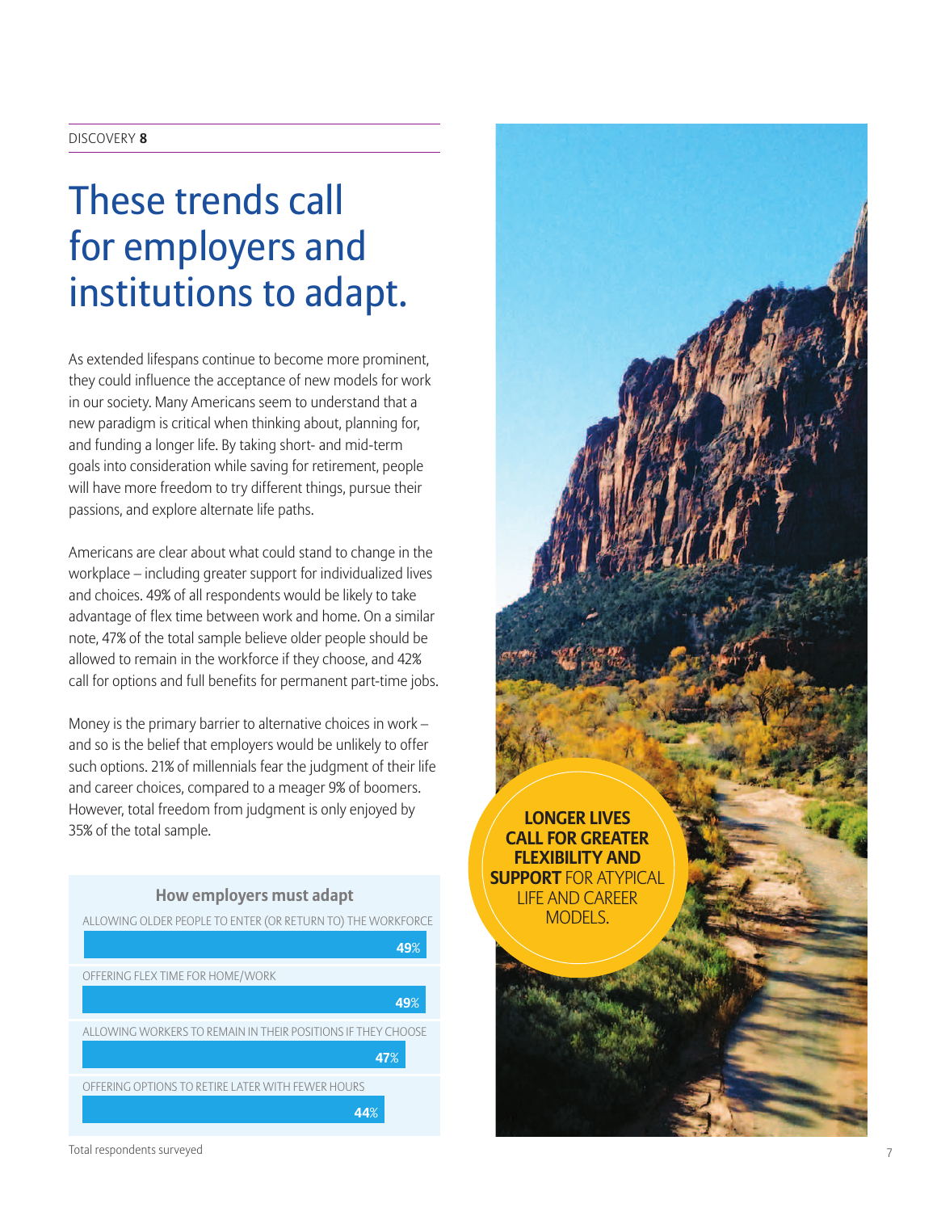DISCOVERY **8**

# These trends call for employers and institutions to adapt.

As extended lifespans continue to become more prominent, they could influence the acceptance of new models for work in our society. Many Americans seem to understand that a new paradigm is critical when thinking about, planning for, and funding a longer life. By taking short- and mid-term goals into consideration while saving for retirement, people will have more freedom to try different things, pursue their passions, and explore alternate life paths.

Americans are clear about what could stand to change in the workplace – including greater support for individualized lives and choices. 49% of all respondents would be likely to take advantage of flex time between work and home. On a similar note, 47% of the total sample believe older people should be allowed to remain in the workforce if they choose, and 42% call for options and full benefits for permanent part-time jobs.

Money is the primary barrier to alternative choices in work – and so is the belief that employers would be unlikely to offer such options. 21% of millennials fear the judgment of their life and career choices, compared to a meager 9% of boomers. However, total freedom from judgment is only enjoyed by 35% of the total sample.

**How employers must adapt**

ALLOWING OLDER PEOPLE TO ENTER (OR RETURN TO) THE WORKFORCE

49%

OFFERING FLEX TIME FOR HOME/WORK

49%

ALLOWING WORKERS TO REMAIN IN THEIR POSITIONS IF THEY CHOOSE

47%

OFFERING OPTIONS TO RETIRE LATER WITH FEWER HOURS

44%

Total respondents surveyed

**LONGER LIVES CALL FOR GREATER FLEXIBILITY AND SUPPORT** FOR ATYPICAL LIFE AND CAREER MODELS.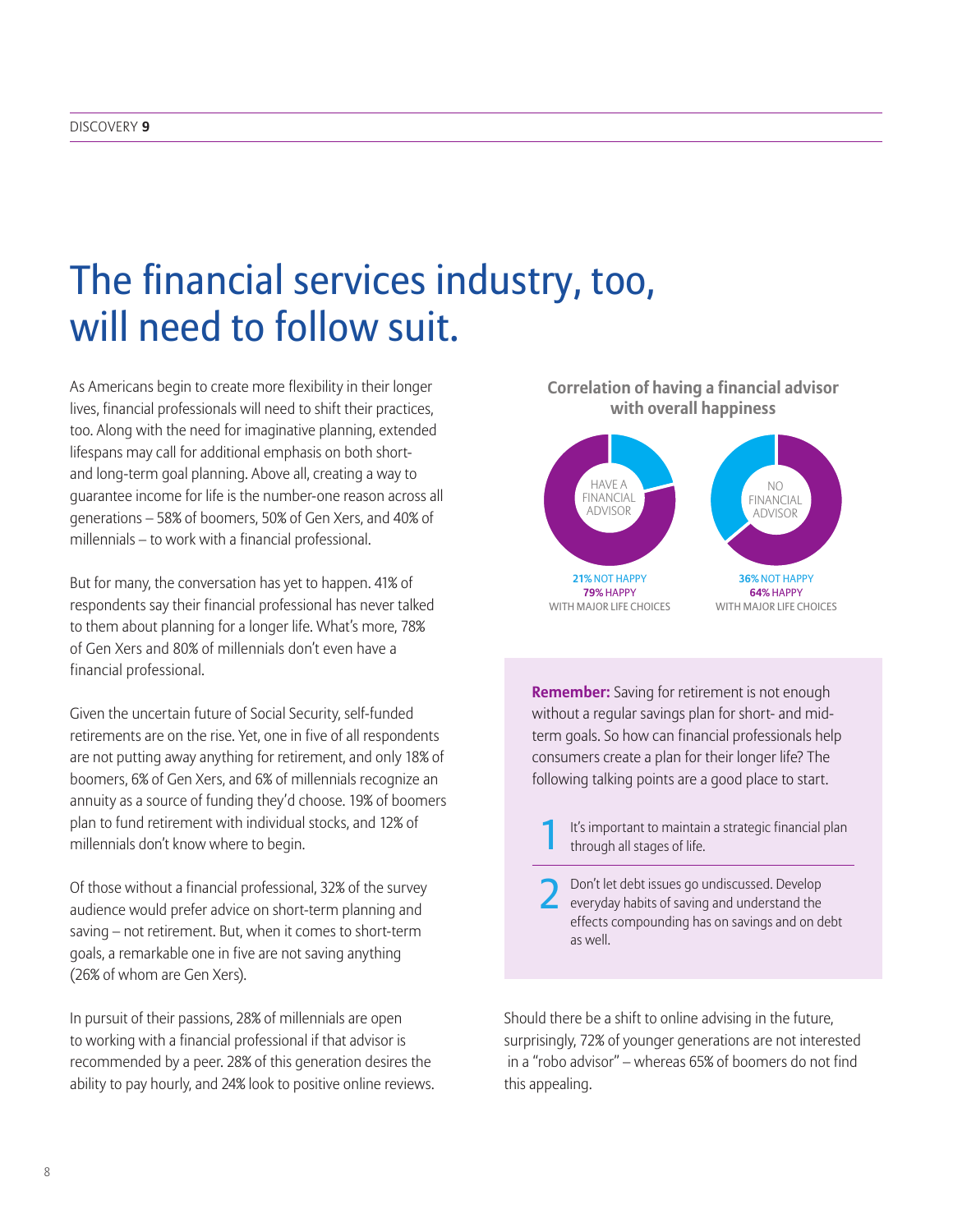# The financial services industry, too, will need to follow suit.

As Americans begin to create more flexibility in their longer lives, financial professionals will need to shift their practices, too. Along with the need for imaginative planning, extended lifespans may call for additional emphasis on both short- and long-term goal planning. Above all, creating a way to guarantee income for life is the number-one reason across all generations – 58% of boomers, 50% of Gen Xers, and 40% of millennials – to work with a financial professional.

But for many, the conversation has yet to happen. 41% of respondents say their financial professional has never talked to them about planning for a longer life. What's more, 78% of Gen Xers and 80% of millennials don't even have a financial professional.

Given the uncertain future of Social Security, self-funded retirements are on the rise. Yet, one in five of all respondents are not putting away anything for retirement, and only 18% of boomers, 6% of Gen Xers, and 6% of millennials recognize an annuity as a source of funding they'd choose. 19% of boomers plan to fund retirement with individual stocks, and 12% of millennials don't know where to begin.

Of those without a financial professional, 32% of the survey audience would prefer advice on short-term planning and saving – not retirement. But, when it comes to short-term goals, a remarkable one in five are not saving anything (26% of whom are Gen Xers).

In pursuit of their passions, 28% of millennials are open to working with a financial professional if that advisor is recommended by a peer. 28% of this generation desires the ability to pay hourly, and 24% look to positive online reviews.

**Correlation of having a financial advisor with overall happiness**

HAVE A FINANCIAL ADVISOR

**21%** NOT HAPPY
**79%** HAPPY
WITH MAJOR LIFE CHOICES

NO FINANCIAL ADVISOR

**36%** NOT HAPPY
**64%** HAPPY
WITH MAJOR LIFE CHOICES

**Remember:** Saving for retirement is not enough without a regular savings plan for short- and mid-term goals. So how can financial professionals help consumers create a plan for their longer life? The following talking points are a good place to start.

1. It's important to maintain a strategic financial plan through all stages of life.
2. Don't let debt issues go undiscussed. Develop everyday habits of saving and understand the effects compounding has on savings and on debt as well.

Should there be a shift to online advising in the future, surprisingly, 72% of younger generations are not interested in a "robo advisor" – whereas 65% of boomers do not find this appealing.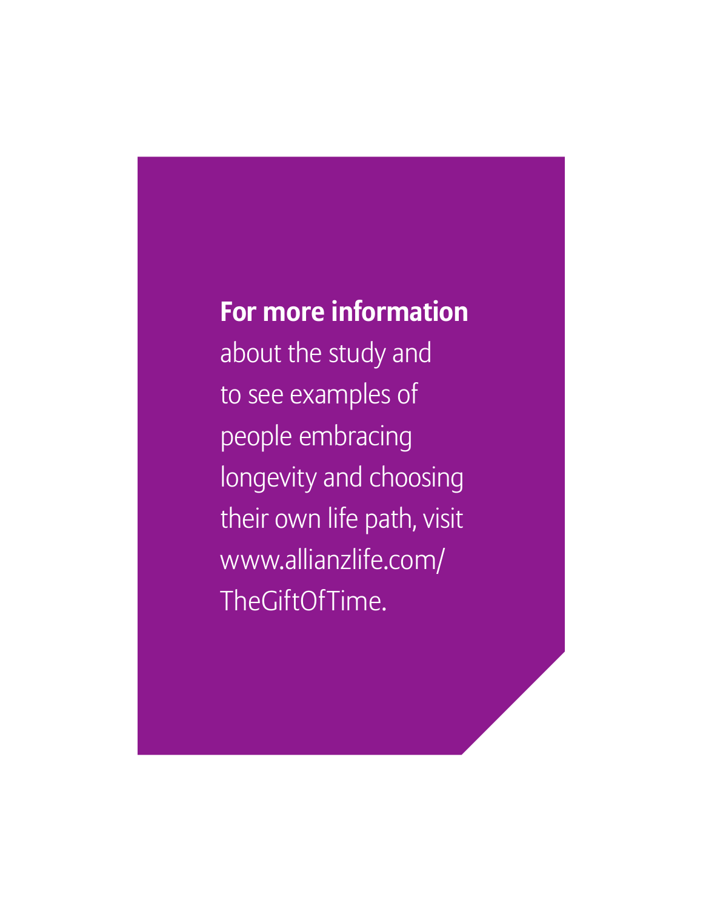**For more information** about the study and to see examples of people embracing longevity and choosing their own life path, visit www.allianzlife.com/TheGiftOfTime.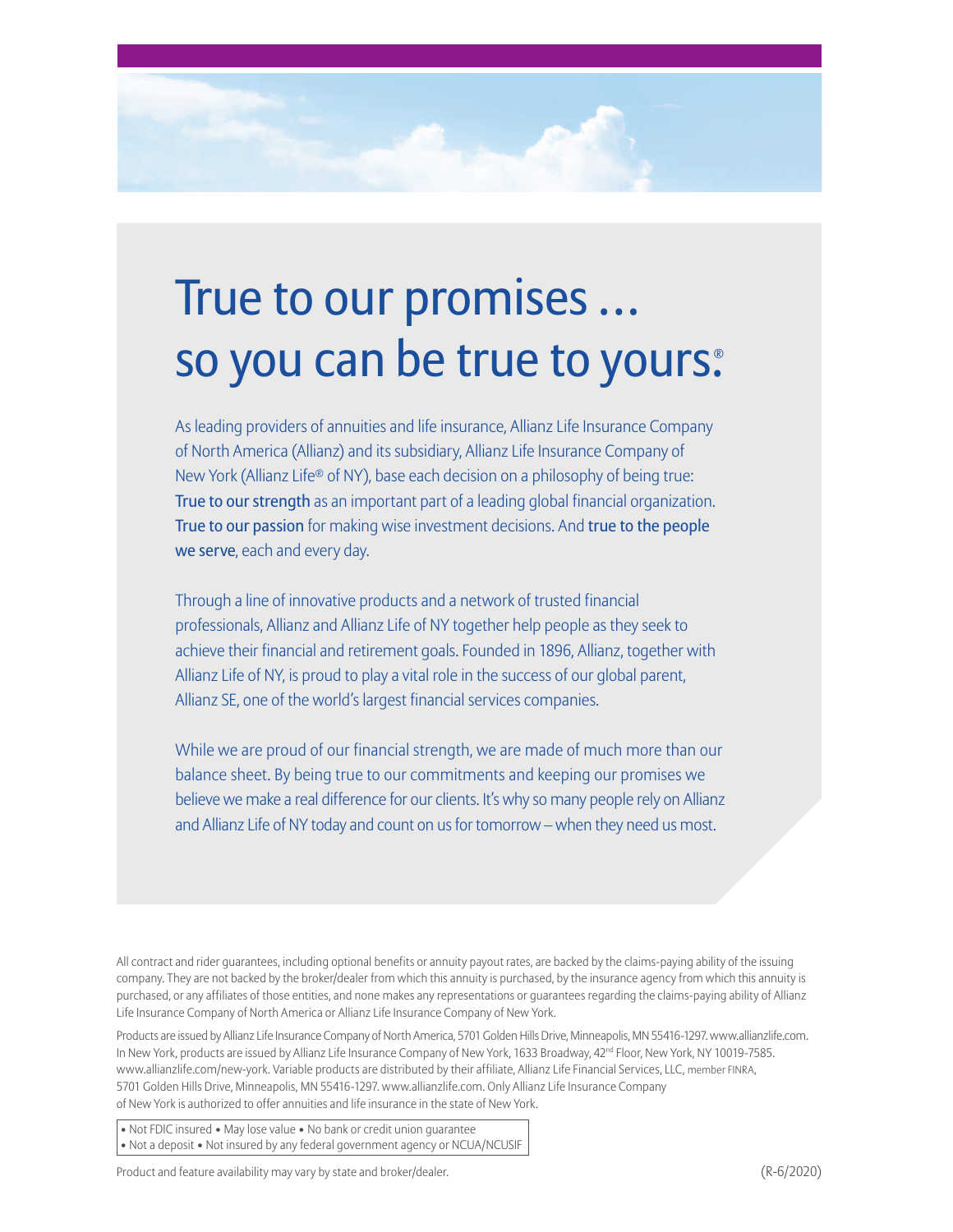# True to our promises … so you can be true to yours.®

As leading providers of annuities and life insurance, Allianz Life Insurance Company of North America (Allianz) and its subsidiary, Allianz Life Insurance Company of New York (Allianz Life® of NY), base each decision on a philosophy of being true: **True to our strength** as an important part of a leading global financial organization. **True to our passion** for making wise investment decisions. And **true to the people we serve**, each and every day.

Through a line of innovative products and a network of trusted financial professionals, Allianz and Allianz Life of NY together help people as they seek to achieve their financial and retirement goals. Founded in 1896, Allianz, together with Allianz Life of NY, is proud to play a vital role in the success of our global parent, Allianz SE, one of the world's largest financial services companies.

While we are proud of our financial strength, we are made of much more than our balance sheet. By being true to our commitments and keeping our promises we believe we make a real difference for our clients. It's why so many people rely on Allianz and Allianz Life of NY today and count on us for tomorrow – when they need us most.

All contract and rider guarantees, including optional benefits or annuity payout rates, are backed by the claims-paying ability of the issuing company. They are not backed by the broker/dealer from which this annuity is purchased, by the insurance agency from which this annuity is purchased, or any affiliates of those entities, and none makes any representations or guarantees regarding the claims-paying ability of Allianz Life Insurance Company of North America or Allianz Life Insurance Company of New York.

Products are issued by Allianz Life Insurance Company of North America, 5701 Golden Hills Drive, Minneapolis, MN 55416-1297. www.allianzlife.com. In New York, products are issued by Allianz Life Insurance Company of New York, 1633 Broadway, 42nd Floor, New York, NY 10019-7585. www.allianzlife.com/new-york. Variable products are distributed by their affiliate, Allianz Life Financial Services, LLC, member FINRA, 5701 Golden Hills Drive, Minneapolis, MN 55416-1297. www.allianzlife.com. Only Allianz Life Insurance Company of New York is authorized to offer annuities and life insurance in the state of New York.

• Not FDIC insured • May lose value • No bank or credit union guarantee
• Not a deposit • Not insured by any federal government agency or NCUA/NCUSIF

Product and feature availability may vary by state and broker/dealer.

(R-6/2020)